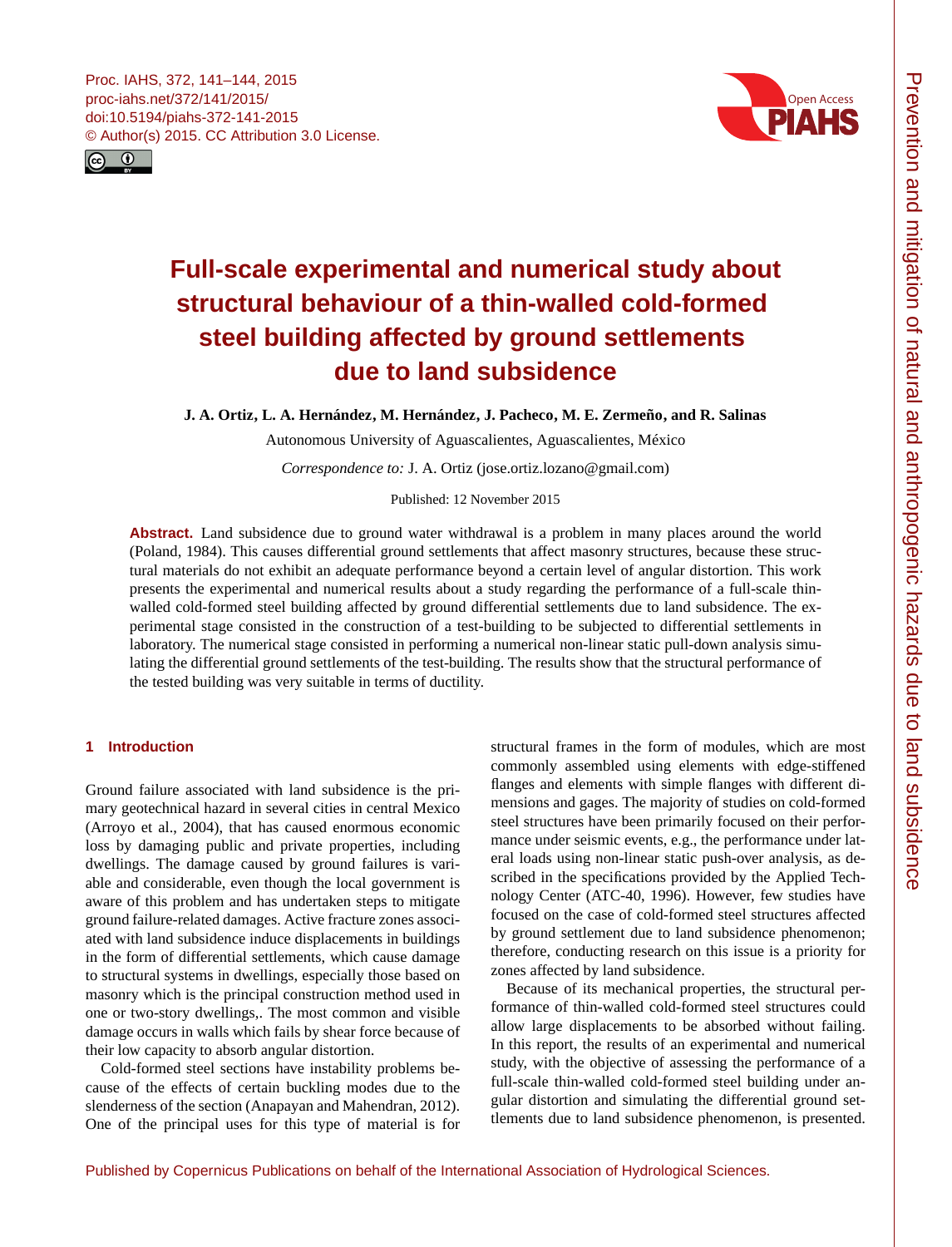# Full-scale experimental and numerical study about structural behaviour of a thin-walled cold-formed steel building affected by ground settlements due to land subsidence

**J. A. Ortiz, L. A. Hernández, M. Hernández, J. Pacheco, M. E. Zermeño, and R. Salinas**

Autonomous University of Aguascalientes, Aguascalientes, México

*Correspondence to:* J. A. Ortiz (jose.ortiz.lozano@gmail.com)

Published: 12 November 2015

**Abstract.** Land subsidence due to ground water withdrawal is a problem in many places around the world (Poland, 1984). This causes differential ground settlements that affect masonry structures, because these structural materials do not exhibit an adequate performance beyond a certain level of angular distortion. This work presents the experimental and numerical results about a study regarding the performance of a full-scale thin-walled cold-formed steel building affected by ground differential settlements due to land subsidence. The experimental stage consisted in the construction of a test-building to be subjected to differential settlements in laboratory. The numerical stage consisted in performing a numerical non-linear static pull-down analysis simulating the differential ground settlements of the test-building. The results show that the structural performance of the tested building was very suitable in terms of ductility.

## 1 Introduction

Ground failure associated with land subsidence is the primary geotechnical hazard in several cities in central Mexico (Arroyo et al., 2004), that has caused enormous economic loss by damaging public and private properties, including dwellings. The damage caused by ground failures is variable and considerable, even though the local government is aware of this problem and has undertaken steps to mitigate ground failure-related damages. Active fracture zones associated with land subsidence induce displacements in buildings in the form of differential settlements, which cause damage to structural systems in dwellings, especially those based on masonry which is the principal construction method used in one or two-story dwellings,. The most common and visible damage occurs in walls which fails by shear force because of their low capacity to absorb angular distortion.

Cold-formed steel sections have instability problems because of the effects of certain buckling modes due to the slenderness of the section (Anapayan and Mahendran, 2012). One of the principal uses for this type of material is for structural frames in the form of modules, which are most commonly assembled using elements with edge-stiffened flanges and elements with simple flanges with different dimensions and gages. The majority of studies on cold-formed steel structures have been primarily focused on their performance under seismic events, e.g., the performance under lateral loads using non-linear static push-over analysis, as described in the specifications provided by the Applied Technology Center (ATC-40, 1996). However, few studies have focused on the case of cold-formed steel structures affected by ground settlement due to land subsidence phenomenon; therefore, conducting research on this issue is a priority for zones affected by land subsidence.

Because of its mechanical properties, the structural performance of thin-walled cold-formed steel structures could allow large displacements to be absorbed without failing. In this report, the results of an experimental and numerical study, with the objective of assessing the performance of a full-scale thin-walled cold-formed steel building under angular distortion and simulating the differential ground settlements due to land subsidence phenomenon, is presented.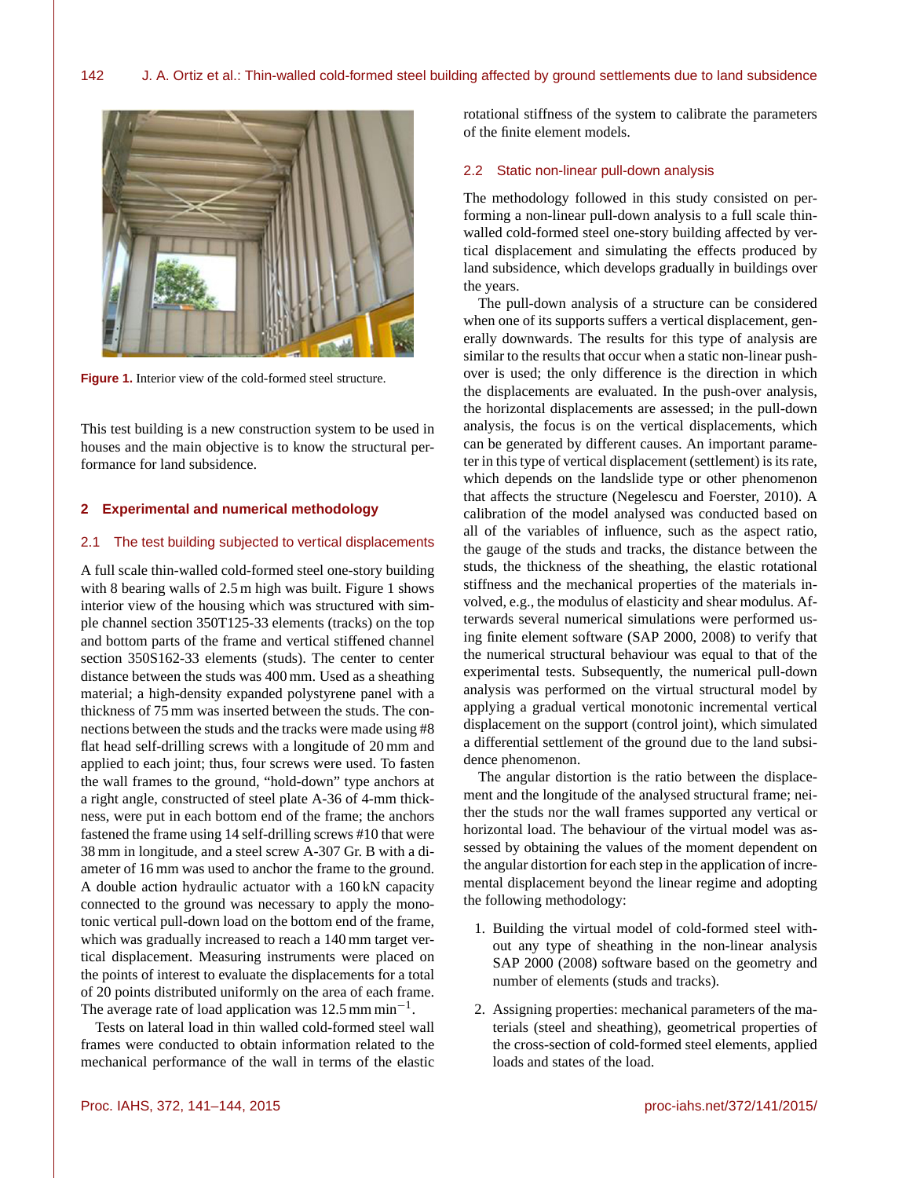Figure 1. Interior view of the cold-formed steel structure.

This test building is a new construction system to be used in houses and the main objective is to know the structural performance for land subsidence.

## 2 Experimental and numerical methodology

### 2.1 The test building subjected to vertical displacements

A full scale thin-walled cold-formed steel one-story building with 8 bearing walls of 2.5 m high was built. Figure 1 shows interior view of the housing which was structured with simple channel section 350T125-33 elements (tracks) on the top and bottom parts of the frame and vertical stiffened channel section 350S162-33 elements (studs). The center to center distance between the studs was 400 mm. Used as a sheathing material; a high-density expanded polystyrene panel with a thickness of 75 mm was inserted between the studs. The connections between the studs and the tracks were made using #8 flat head self-drilling screws with a longitude of 20 mm and applied to each joint; thus, four screws were used. To fasten the wall frames to the ground, "hold-down" type anchors at a right angle, constructed of steel plate A-36 of 4-mm thickness, were put in each bottom end of the frame; the anchors fastened the frame using 14 self-drilling screws #10 that were 38 mm in longitude, and a steel screw A-307 Gr. B with a diameter of 16 mm was used to anchor the frame to the ground. A double action hydraulic actuator with a 160 kN capacity connected to the ground was necessary to apply the monotonic vertical pull-down load on the bottom end of the frame, which was gradually increased to reach a 140 mm target vertical displacement. Measuring instruments were placed on the points of interest to evaluate the displacements for a total of 20 points distributed uniformly on the area of each frame. The average rate of load application was 12.5 mm $\text{min}^{-1}$.

Tests on lateral load in thin walled cold-formed steel wall frames were conducted to obtain information related to the mechanical performance of the wall in terms of the elastic rotational stiffness of the system to calibrate the parameters of the finite element models.

### 2.2 Static non-linear pull-down analysis

The methodology followed in this study consisted on performing a non-linear pull-down analysis to a full scale thin-walled cold-formed steel one-story building affected by vertical displacement and simulating the effects produced by land subsidence, which develops gradually in buildings over the years.

The pull-down analysis of a structure can be considered when one of its supports suffers a vertical displacement, generally downwards. The results for this type of analysis are similar to the results that occur when a static non-linear push-over is used; the only difference is the direction in which the displacements are evaluated. In the push-over analysis, the horizontal displacements are assessed; in the pull-down analysis, the focus is on the vertical displacements, which can be generated by different causes. An important parameter in this type of vertical displacement (settlement) is its rate, which depends on the landslide type or other phenomenon that affects the structure (Negelescu and Foerster, 2010). A calibration of the model analysed was conducted based on all of the variables of influence, such as the aspect ratio, the gauge of the studs and tracks, the distance between the studs, the thickness of the sheathing, the elastic rotational stiffness and the mechanical properties of the materials involved, e.g., the modulus of elasticity and shear modulus. Afterwards several numerical simulations were performed using finite element software (SAP 2000, 2008) to verify that the numerical structural behaviour was equal to that of the experimental tests. Subsequently, the numerical pull-down analysis was performed on the virtual structural model by applying a gradual vertical monotonic incremental vertical displacement on the support (control joint), which simulated a differential settlement of the ground due to the land subsidence phenomenon.

The angular distortion is the ratio between the displacement and the longitude of the analysed structural frame; neither the studs nor the wall frames supported any vertical or horizontal load. The behaviour of the virtual model was assessed by obtaining the values of the moment dependent on the angular distortion for each step in the application of incremental displacement beyond the linear regime and adopting the following methodology:

1. Building the virtual model of cold-formed steel without any type of sheathing in the non-linear analysis SAP 2000 (2008) software based on the geometry and number of elements (studs and tracks).

2. Assigning properties: mechanical parameters of the materials (steel and sheathing), geometrical properties of the cross-section of cold-formed steel elements, applied loads and states of the load.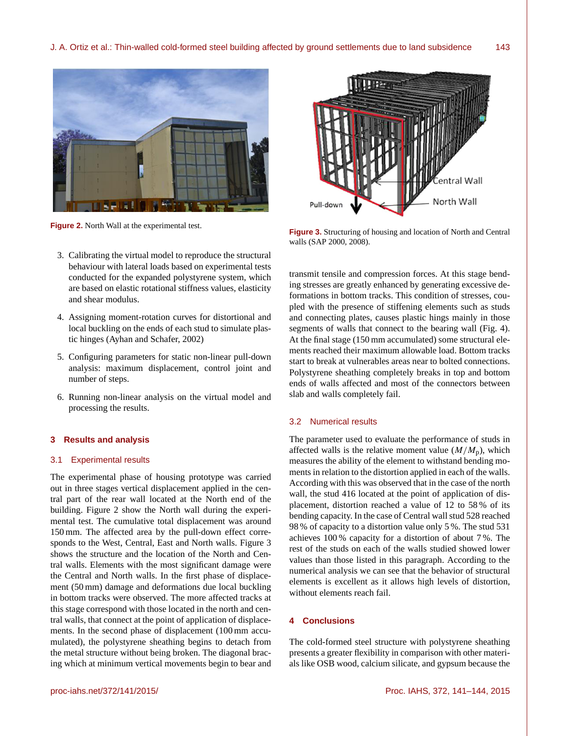Figure 2. North Wall at the experimental test.

Figure 3. Structuring of housing and location of North and Central walls (SAP 2000, 2008).

3. Calibrating the virtual model to reproduce the structural behaviour with lateral loads based on experimental tests conducted for the expanded polystyrene system, which are based on elastic rotational stiffness values, elasticity and shear modulus.

4. Assigning moment-rotation curves for distortional and local buckling on the ends of each stud to simulate plastic hinges (Ayhan and Schafer, 2002)

5. Configuring parameters for static non-linear pull-down analysis: maximum displacement, control joint and number of steps.

6. Running non-linear analysis on the virtual model and processing the results.

## 3 Results and analysis

### 3.1 Experimental results

The experimental phase of housing prototype was carried out in three stages vertical displacement applied in the central part of the rear wall located at the North end of the building. Figure 2 show the North wall during the experimental test. The cumulative total displacement was around 150 mm. The affected area by the pull-down effect corresponds to the West, Central, East and North walls. Figure 3 shows the structure and the location of the North and Central walls. Elements with the most significant damage were the Central and North walls. In the first phase of displacement (50 mm) damage and deformations due local buckling in bottom tracks were observed. The more affected tracks at this stage correspond with those located in the north and central walls, that connect at the point of application of displacements. In the second phase of displacement (100 mm accumulated), the polystyrene sheathing begins to detach from the metal structure without being broken. The diagonal bracing which at minimum vertical movements begin to bear and transmit tensile and compression forces. At this stage bending stresses are greatly enhanced by generating excessive deformations in bottom tracks. This condition of stresses, coupled with the presence of stiffening elements such as studs and connecting plates, causes plastic hings mainly in those segments of walls that connect to the bearing wall (Fig. 4). At the final stage (150 mm accumulated) some structural elements reached their maximum allowable load. Bottom tracks start to break at vulnerables areas near to bolted connections. Polystyrene sheathing completely breaks in top and bottom ends of walls affected and most of the connectors between slab and walls completely fail.

### 3.2 Numerical results

The parameter used to evaluate the performance of studs in affected walls is the relative moment value ($M/M_\mathrm{p}$), which measures the ability of the element to withstand bending moments in relation to the distortion applied in each of the walls. According with this was observed that in the case of the north wall, the stud 416 located at the point of application of displacement, distortion reached a value of 12 to 58 % of its bending capacity. In the case of Central wall stud 528 reached 98 % of capacity to a distortion value only 5 %. The stud 531 achieves 100 % capacity for a distortion of about 7 %. The rest of the studs on each of the walls studied showed lower values than those listed in this paragraph. According to the numerical analysis we can see that the behavior of structural elements is excellent as it allows high levels of distortion, without elements reach fail.

## 4 Conclusions

The cold-formed steel structure with polystyrene sheathing presents a greater flexibility in comparison with other materials like OSB wood, calcium silicate, and gypsum because the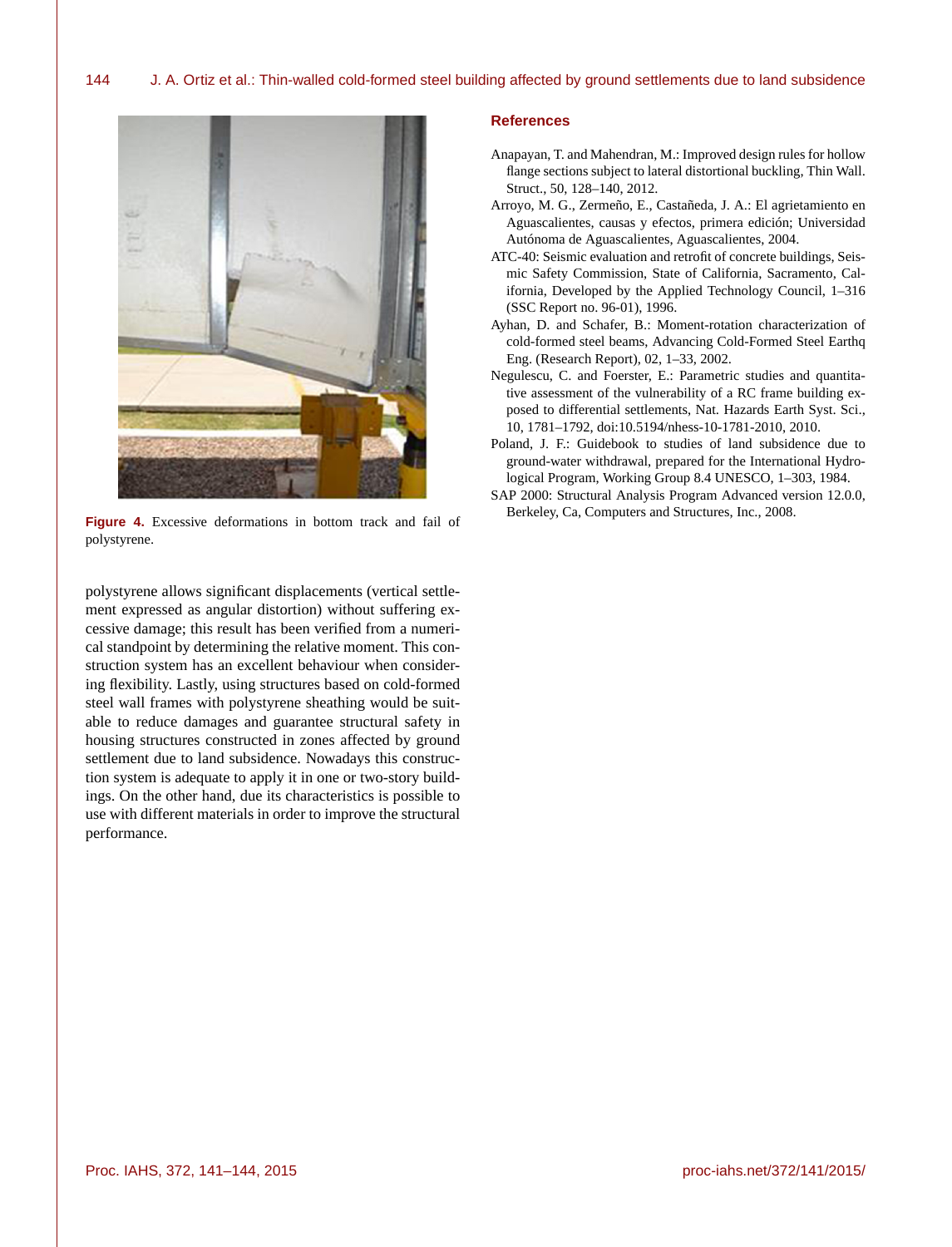Figure 4. Excessive deformations in bottom track and fail of polystyrene.

polystyrene allows significant displacements (vertical settlement expressed as angular distortion) without suffering excessive damage; this result has been verified from a numerical standpoint by determining the relative moment. This construction system has an excellent behaviour when considering flexibility. Lastly, using structures based on cold-formed steel wall frames with polystyrene sheathing would be suitable to reduce damages and guarantee structural safety in housing structures constructed in zones affected by ground settlement due to land subsidence. Nowadays this construction system is adequate to apply it in one or two-story buildings. On the other hand, due its characteristics is possible to use with different materials in order to improve the structural performance.

## References

Anapayan, T. and Mahendran, M.: Improved design rules for hollow flange sections subject to lateral distortional buckling, Thin Wall. Struct., 50, 128–140, 2012.

Arroyo, M. G., Zermeño, E., Castañeda, J. A.: El agrietamiento en Aguascalientes, causas y efectos, primera edición; Universidad Autónoma de Aguascalientes, Aguascalientes, 2004.

ATC-40: Seismic evaluation and retrofit of concrete buildings, Seismic Safety Commission, State of California, Sacramento, California, Developed by the Applied Technology Council, 1–316 (SSC Report no. 96-01), 1996.

Ayhan, D. and Schafer, B.: Moment-rotation characterization of cold-formed steel beams, Advancing Cold-Formed Steel Earthq Eng. (Research Report), 02, 1–33, 2002.

Negulescu, C. and Foerster, E.: Parametric studies and quantitative assessment of the vulnerability of a RC frame building exposed to differential settlements, Nat. Hazards Earth Syst. Sci., 10, 1781–1792, doi:10.5194/nhess-10-1781-2010, 2010.

Poland, J. F.: Guidebook to studies of land subsidence due to ground-water withdrawal, prepared for the International Hydrological Program, Working Group 8.4 UNESCO, 1–303, 1984.

SAP 2000: Structural Analysis Program Advanced version 12.0.0, Berkeley, Ca, Computers and Structures, Inc., 2008.